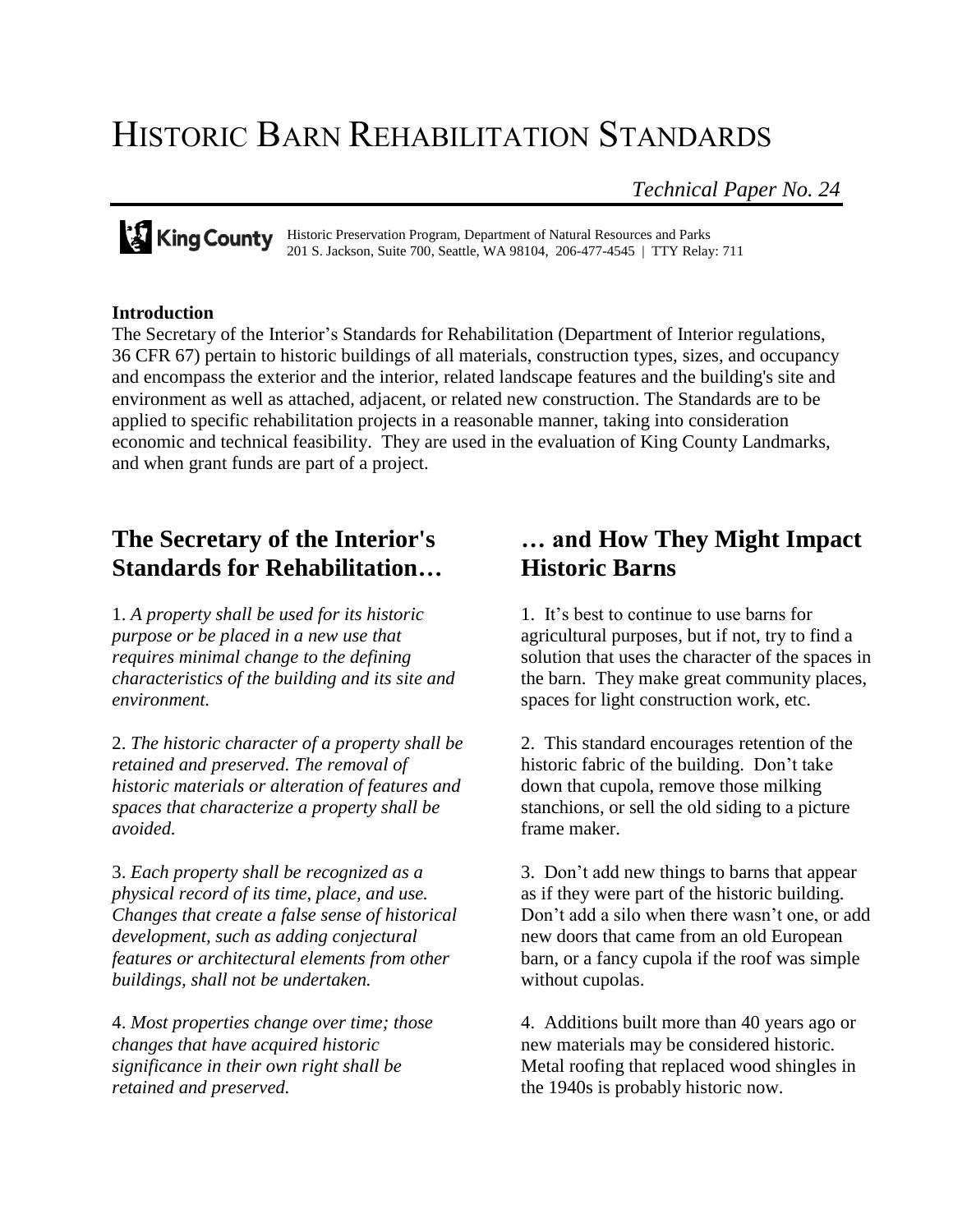# Historic Barn Rehabilitation Standards

*Technical Paper No. 24*

King County Historic Preservation Program, Department of Natural Resources and Parks
201 S. Jackson, Suite 700, Seattle, WA 98104, 206-477-4545 | TTY Relay: 711

**Introduction**

The Secretary of the Interior's Standards for Rehabilitation (Department of Interior regulations, 36 CFR 67) pertain to historic buildings of all materials, construction types, sizes, and occupancy and encompass the exterior and the interior, related landscape features and the building's site and environment as well as attached, adjacent, or related new construction. The Standards are to be applied to specific rehabilitation projects in a reasonable manner, taking into consideration economic and technical feasibility. They are used in the evaluation of King County Landmarks, and when grant funds are part of a project.

## The Secretary of the Interior's Standards for Rehabilitation… … and How They Might Impact Historic Barns

1. *A property shall be used for its historic purpose or be placed in a new use that requires minimal change to the defining characteristics of the building and its site and environment.*

   It's best to continue to use barns for agricultural purposes, but if not, try to find a solution that uses the character of the spaces in the barn. They make great community places, spaces for light construction work, etc.

2. *The historic character of a property shall be retained and preserved. The removal of historic materials or alteration of features and spaces that characterize a property shall be avoided.*

   This standard encourages retention of the historic fabric of the building. Don't take down that cupola, remove those milking stanchions, or sell the old siding to a picture frame maker.

3. *Each property shall be recognized as a physical record of its time, place, and use. Changes that create a false sense of historical development, such as adding conjectural features or architectural elements from other buildings, shall not be undertaken.*

   Don't add new things to barns that appear as if they were part of the historic building. Don't add a silo when there wasn't one, or add new doors that came from an old European barn, or a fancy cupola if the roof was simple without cupolas.

4. *Most properties change over time; those changes that have acquired historic significance in their own right shall be retained and preserved.*

   Additions built more than 40 years ago or new materials may be considered historic. Metal roofing that replaced wood shingles in the 1940s is probably historic now.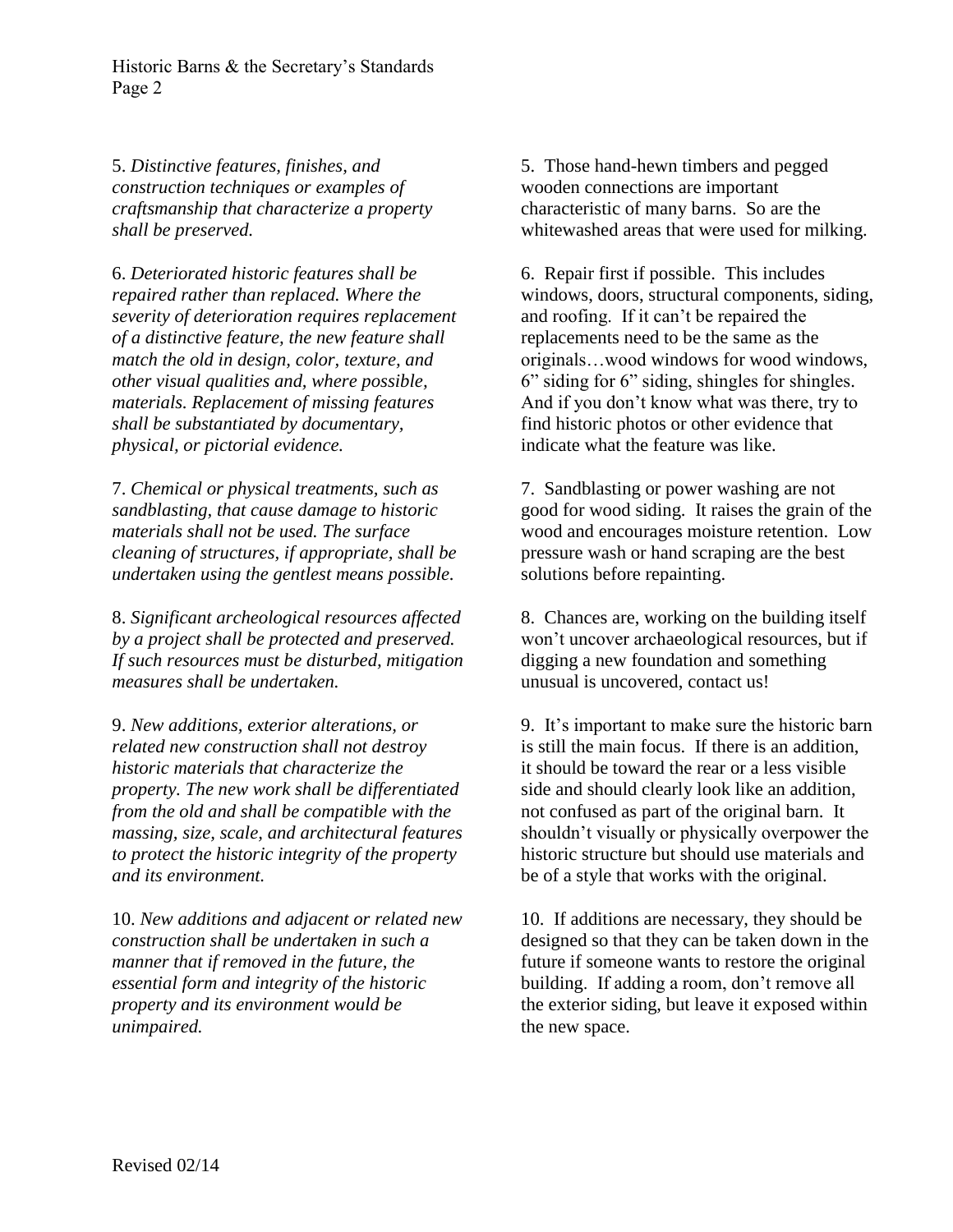5. *Distinctive features, finishes, and construction techniques or examples of craftsmanship that characterize a property shall be preserved.*

5. Those hand-hewn timbers and pegged wooden connections are important characteristic of many barns. So are the whitewashed areas that were used for milking.

6. *Deteriorated historic features shall be repaired rather than replaced. Where the severity of deterioration requires replacement of a distinctive feature, the new feature shall match the old in design, color, texture, and other visual qualities and, where possible, materials. Replacement of missing features shall be substantiated by documentary, physical, or pictorial evidence.*

6. Repair first if possible. This includes windows, doors, structural components, siding, and roofing. If it can't be repaired the replacements need to be the same as the originals…wood windows for wood windows, 6" siding for 6" siding, shingles for shingles. And if you don't know what was there, try to find historic photos or other evidence that indicate what the feature was like.

7. *Chemical or physical treatments, such as sandblasting, that cause damage to historic materials shall not be used. The surface cleaning of structures, if appropriate, shall be undertaken using the gentlest means possible.*

7. Sandblasting or power washing are not good for wood siding. It raises the grain of the wood and encourages moisture retention. Low pressure wash or hand scraping are the best solutions before repainting.

8. *Significant archeological resources affected by a project shall be protected and preserved. If such resources must be disturbed, mitigation measures shall be undertaken.*

8. Chances are, working on the building itself won't uncover archaeological resources, but if digging a new foundation and something unusual is uncovered, contact us!

9. *New additions, exterior alterations, or related new construction shall not destroy historic materials that characterize the property. The new work shall be differentiated from the old and shall be compatible with the massing, size, scale, and architectural features to protect the historic integrity of the property and its environment.*

9. It's important to make sure the historic barn is still the main focus. If there is an addition, it should be toward the rear or a less visible side and should clearly look like an addition, not confused as part of the original barn. It shouldn't visually or physically overpower the historic structure but should use materials and be of a style that works with the original.

10. *New additions and adjacent or related new construction shall be undertaken in such a manner that if removed in the future, the essential form and integrity of the historic property and its environment would be unimpaired.*

10. If additions are necessary, they should be designed so that they can be taken down in the future if someone wants to restore the original building. If adding a room, don't remove all the exterior siding, but leave it exposed within the new space.

Revised 02/14